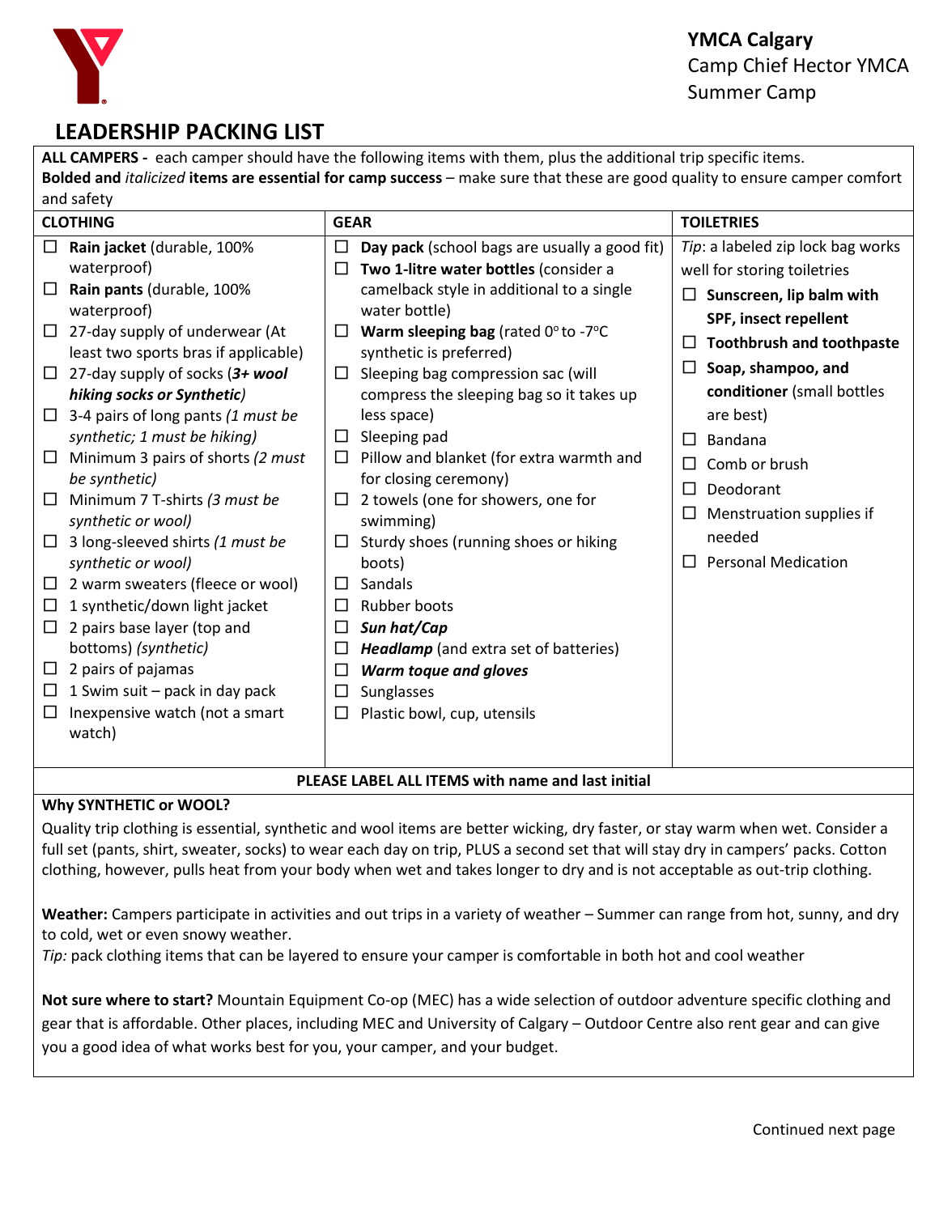**YMCA Calgary**
Camp Chief Hector YMCA
Summer Camp

# LEADERSHIP PACKING LIST

**ALL CAMPERS -** each camper should have the following items with them, plus the additional trip specific items.
**Bolded and** *italicized* **items are essential for camp success** – make sure that these are good quality to ensure camper comfort and safety

| CLOTHING | GEAR | TOILETRIES |
|---|---|---|
| ☐ **Rain jacket** (durable, 100% waterproof)<br>☐ **Rain pants** (durable, 100% waterproof)<br>☐ 27-day supply of underwear (At least two sports bras if applicable)<br>☐ 27-day supply of socks (***3+ wool hiking socks or Synthetic***)<br>☐ 3-4 pairs of long pants *(1 must be synthetic; 1 must be hiking)*<br>☐ Minimum 3 pairs of shorts *(2 must be synthetic)*<br>☐ Minimum 7 T-shirts *(3 must be synthetic or wool)*<br>☐ 3 long-sleeved shirts *(1 must be synthetic or wool)*<br>☐ 2 warm sweaters (fleece or wool)<br>☐ 1 synthetic/down light jacket<br>☐ 2 pairs base layer (top and bottoms) *(synthetic)*<br>☐ 2 pairs of pajamas<br>☐ 1 Swim suit – pack in day pack<br>☐ Inexpensive watch (not a smart watch) | ☐ **Day pack** (school bags are usually a good fit)<br>☐ **Two 1-litre water bottles** (consider a camelback style in additional to a single water bottle)<br>☐ **Warm sleeping bag** (rated 0°to -7°C synthetic is preferred)<br>☐ Sleeping bag compression sac (will compress the sleeping bag so it takes up less space)<br>☐ Sleeping pad<br>☐ Pillow and blanket (for extra warmth and for closing ceremony)<br>☐ 2 towels (one for showers, one for swimming)<br>☐ Sturdy shoes (running shoes or hiking boots)<br>☐ Sandals<br>☐ Rubber boots<br>☐ ***Sun hat/Cap***<br>☐ ***Headlamp*** (and extra set of batteries)<br>☐ ***Warm toque and gloves***<br>☐ Sunglasses<br>☐ Plastic bowl, cup, utensils | *Tip*: a labeled zip lock bag works well for storing toiletries<br>☐ **Sunscreen, lip balm with SPF, insect repellent**<br>☐ **Toothbrush and toothpaste**<br>☐ **Soap, shampoo, and conditioner** (small bottles are best)<br>☐ Bandana<br>☐ Comb or brush<br>☐ Deodorant<br>☐ Menstruation supplies if needed<br>☐ Personal Medication |

**PLEASE LABEL ALL ITEMS with name and last initial**

**Why SYNTHETIC or WOOL?**

Quality trip clothing is essential, synthetic and wool items are better wicking, dry faster, or stay warm when wet. Consider a full set (pants, shirt, sweater, socks) to wear each day on trip, PLUS a second set that will stay dry in campers' packs. Cotton clothing, however, pulls heat from your body when wet and takes longer to dry and is not acceptable as out-trip clothing.

**Weather:** Campers participate in activities and out trips in a variety of weather – Summer can range from hot, sunny, and dry to cold, wet or even snowy weather.
*Tip:* pack clothing items that can be layered to ensure your camper is comfortable in both hot and cool weather

**Not sure where to start?** Mountain Equipment Co-op (MEC) has a wide selection of outdoor adventure specific clothing and gear that is affordable. Other places, including MEC and University of Calgary – Outdoor Centre also rent gear and can give you a good idea of what works best for you, your camper, and your budget.

Continued next page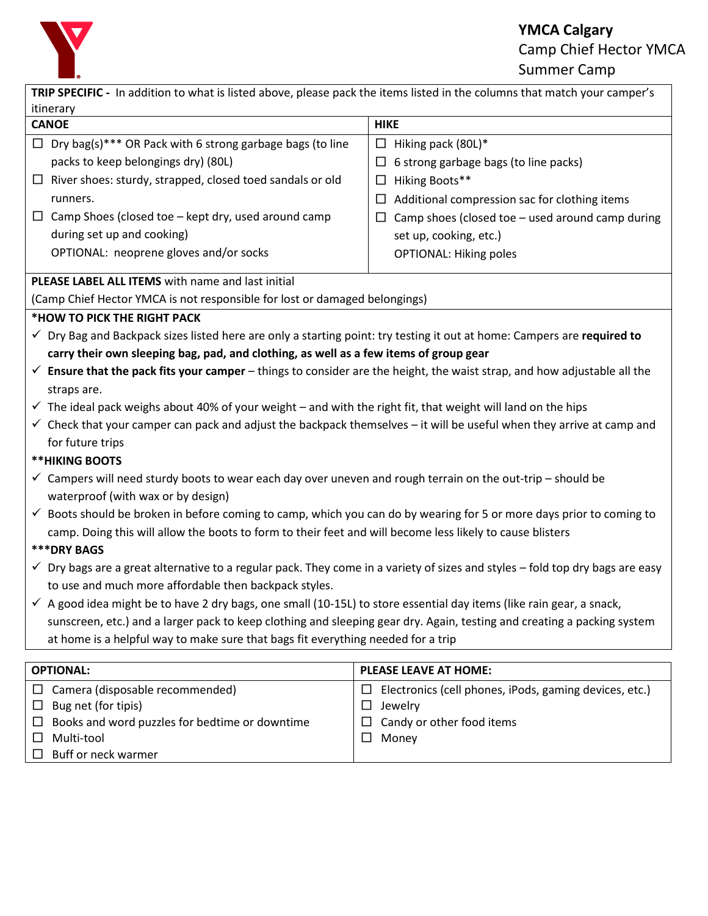**YMCA Calgary**
Camp Chief Hector YMCA
Summer Camp

**TRIP SPECIFIC -** In addition to what is listed above, please pack the items listed in the columns that match your camper's itinerary

| CANOE | HIKE |
|---|---|
| ☐ Dry bag(s)*** OR Pack with 6 strong garbage bags (to line packs to keep belongings dry) (80L) | ☐ Hiking pack (80L)* |
| ☐ River shoes: sturdy, strapped, closed toed sandals or old runners. | ☐ 6 strong garbage bags (to line packs) |
| ☐ Camp Shoes (closed toe – kept dry, used around camp during set up and cooking) | ☐ Hiking Boots** |
| OPTIONAL: neoprene gloves and/or socks | ☐ Additional compression sac for clothing items |
| | ☐ Camp shoes (closed toe – used around camp during set up, cooking, etc.) |
| | OPTIONAL: Hiking poles |

**PLEASE LABEL ALL ITEMS** with name and last initial
(Camp Chief Hector YMCA is not responsible for lost or damaged belongings)

**\*HOW TO PICK THE RIGHT PACK**

- ✓ Dry Bag and Backpack sizes listed here are only a starting point: try testing it out at home: Campers are **required to carry their own sleeping bag, pad, and clothing, as well as a few items of group gear**
- ✓ **Ensure that the pack fits your camper** – things to consider are the height, the waist strap, and how adjustable all the straps are.
- ✓ The ideal pack weighs about 40% of your weight – and with the right fit, that weight will land on the hips
- ✓ Check that your camper can pack and adjust the backpack themselves – it will be useful when they arrive at camp and for future trips

**\*\*HIKING BOOTS**

- ✓ Campers will need sturdy boots to wear each day over uneven and rough terrain on the out-trip – should be waterproof (with wax or by design)
- ✓ Boots should be broken in before coming to camp, which you can do by wearing for 5 or more days prior to coming to camp. Doing this will allow the boots to form to their feet and will become less likely to cause blisters

**\*\*\*DRY BAGS**

- ✓ Dry bags are a great alternative to a regular pack. They come in a variety of sizes and styles – fold top dry bags are easy to use and much more affordable then backpack styles.
- ✓ A good idea might be to have 2 dry bags, one small (10-15L) to store essential day items (like rain gear, a snack, sunscreen, etc.) and a larger pack to keep clothing and sleeping gear dry. Again, testing and creating a packing system at home is a helpful way to make sure that bags fit everything needed for a trip

| OPTIONAL: | PLEASE LEAVE AT HOME: |
|---|---|
| ☐ Camera (disposable recommended) | ☐ Electronics (cell phones, iPods, gaming devices, etc.) |
| ☐ Bug net (for tipis) | ☐ Jewelry |
| ☐ Books and word puzzles for bedtime or downtime | ☐ Candy or other food items |
| ☐ Multi-tool | ☐ Money |
| ☐ Buff or neck warmer | |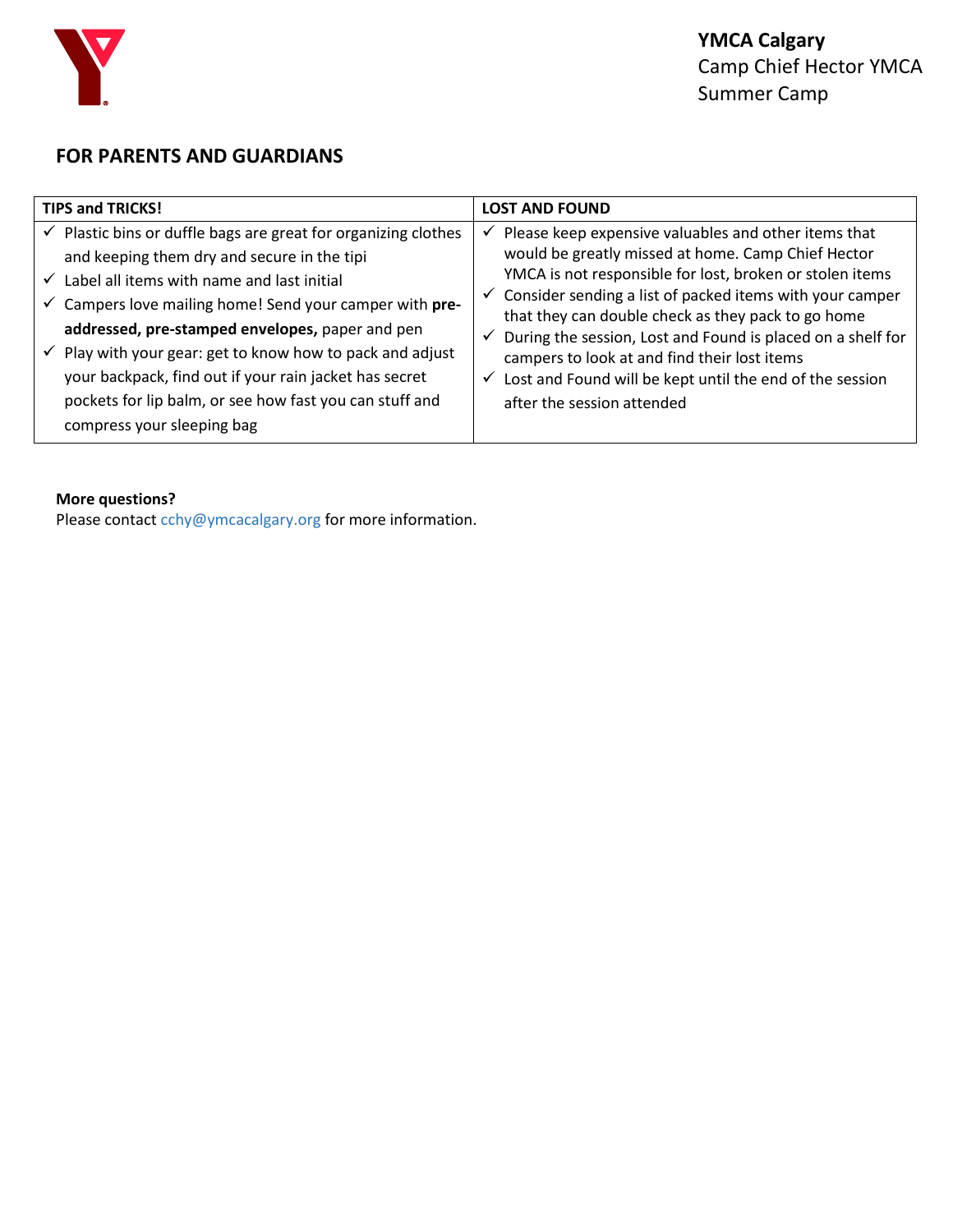**YMCA Calgary**
Camp Chief Hector YMCA
Summer Camp

## FOR PARENTS AND GUARDIANS

| TIPS and TRICKS! | LOST AND FOUND |
| --- | --- |
| ✓ Plastic bins or duffle bags are great for organizing clothes and keeping them dry and secure in the tipi<br>✓ Label all items with name and last initial<br>✓ Campers love mailing home! Send your camper with **pre-addressed, pre-stamped envelopes,** paper and pen<br>✓ Play with your gear: get to know how to pack and adjust your backpack, find out if your rain jacket has secret pockets for lip balm, or see how fast you can stuff and compress your sleeping bag | ✓ Please keep expensive valuables and other items that would be greatly missed at home. Camp Chief Hector YMCA is not responsible for lost, broken or stolen items<br>✓ Consider sending a list of packed items with your camper that they can double check as they pack to go home<br>✓ During the session, Lost and Found is placed on a shelf for campers to look at and find their lost items<br>✓ Lost and Found will be kept until the end of the session after the session attended |

**More questions?**
Please contact cchy@ymcacalgary.org for more information.